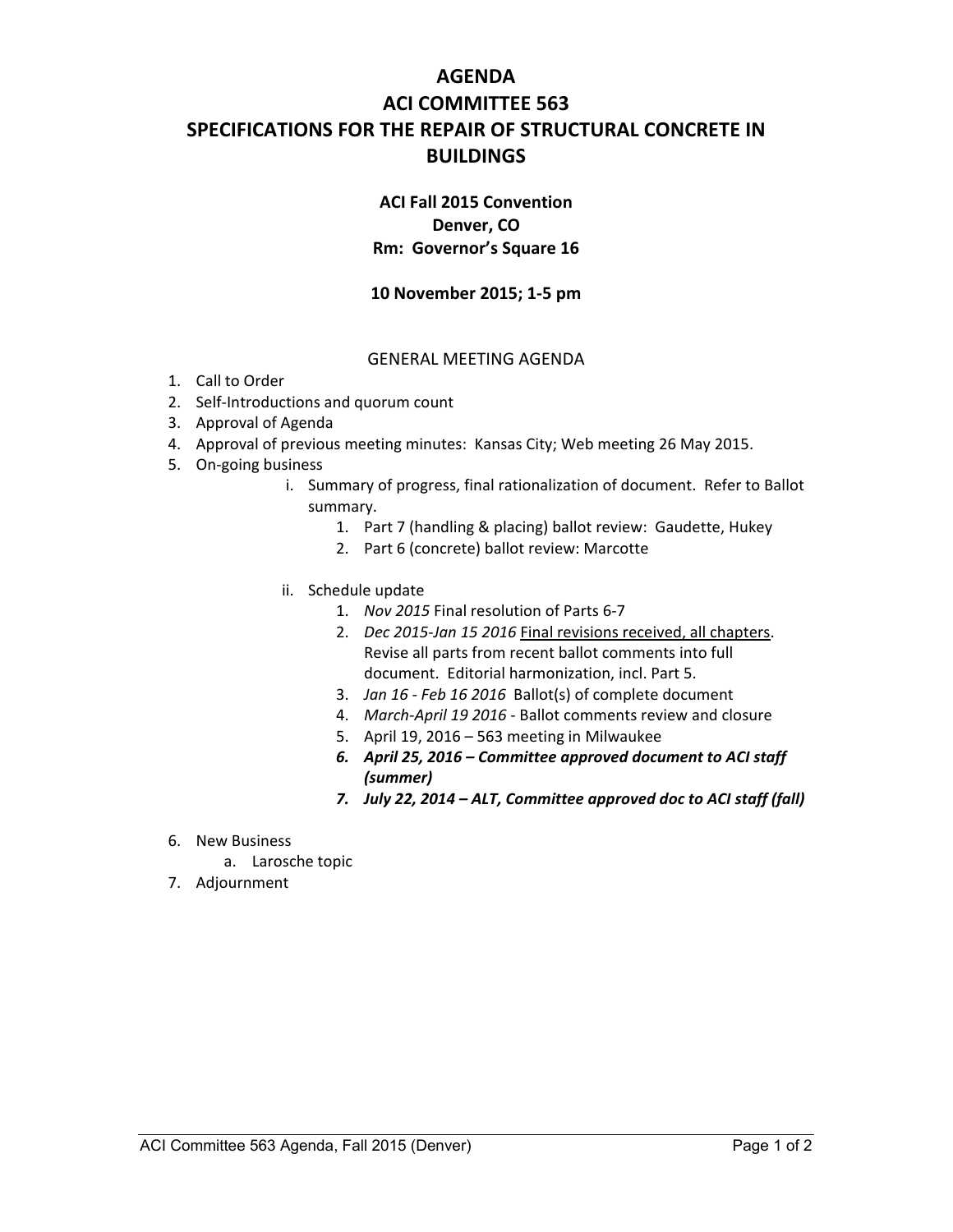# AGENDA
# ACI COMMITTEE 563
# SPECIFICATIONS FOR THE REPAIR OF STRUCTURAL CONCRETE IN BUILDINGS

**ACI Fall 2015 Convention**
**Denver, CO**
**Rm: Governor's Square 16**

**10 November 2015; 1-5 pm**

GENERAL MEETING AGENDA

1. Call to Order
2. Self-Introductions and quorum count
3. Approval of Agenda
4. Approval of previous meeting minutes: Kansas City; Web meeting 26 May 2015.
5. On-going business
   i. Summary of progress, final rationalization of document. Refer to Ballot summary.
      1. Part 7 (handling & placing) ballot review: Gaudette, Hukey
      2. Part 6 (concrete) ballot review: Marcotte

   ii. Schedule update
      1. *Nov 2015* Final resolution of Parts 6-7
      2. *Dec 2015-Jan 15 2016* Final revisions received, all chapters. Revise all parts from recent ballot comments into full document. Editorial harmonization, incl. Part 5.
      3. *Jan 16 - Feb 16 2016* Ballot(s) of complete document
      4. *March-April 19 2016* - Ballot comments review and closure
      5. April 19, 2016 – 563 meeting in Milwaukee
      6. ***April 25, 2016 – Committee approved document to ACI staff (summer)***
      7. ***July 22, 2014 – ALT, Committee approved doc to ACI staff (fall)***

6. New Business
   a. Larosche topic
7. Adjournment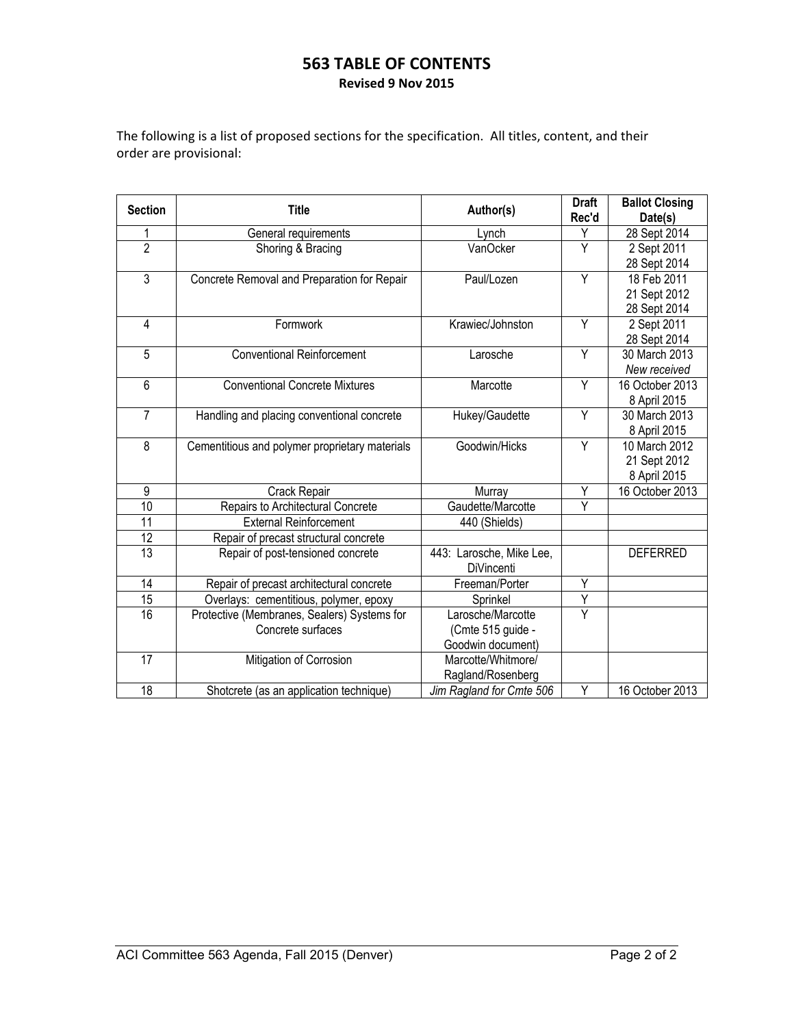# 563 TABLE OF CONTENTS

**Revised 9 Nov 2015**

The following is a list of proposed sections for the specification. All titles, content, and their order are provisional:

| Section | Title | Author(s) | Draft Rec'd | Ballot Closing Date(s) |
|---|---|---|---|---|
| 1 | General requirements | Lynch | Y | 28 Sept 2014 |
| 2 | Shoring & Bracing | VanOcker | Y | 2 Sept 2011<br>28 Sept 2014 |
| 3 | Concrete Removal and Preparation for Repair | Paul/Lozen | Y | 18 Feb 2011<br>21 Sept 2012<br>28 Sept 2014 |
| 4 | Formwork | Krawiec/Johnston | Y | 2 Sept 2011<br>28 Sept 2014 |
| 5 | Conventional Reinforcement | Larosche | Y | 30 March 2013<br>*New received* |
| 6 | Conventional Concrete Mixtures | Marcotte | Y | 16 October 2013<br>8 April 2015 |
| 7 | Handling and placing conventional concrete | Hukey/Gaudette | Y | 30 March 2013<br>8 April 2015 |
| 8 | Cementitious and polymer proprietary materials | Goodwin/Hicks | Y | 10 March 2012<br>21 Sept 2012<br>8 April 2015 |
| 9 | Crack Repair | Murray | Y | 16 October 2013 |
| 10 | Repairs to Architectural Concrete | Gaudette/Marcotte | Y | |
| 11 | External Reinforcement | 440 (Shields) | | |
| 12 | Repair of precast structural concrete | | | |
| 13 | Repair of post-tensioned concrete | 443: Larosche, Mike Lee, DiVincenti | | DEFERRED |
| 14 | Repair of precast architectural concrete | Freeman/Porter | Y | |
| 15 | Overlays: cementitious, polymer, epoxy | Sprinkel | Y | |
| 16 | Protective (Membranes, Sealers) Systems for Concrete surfaces | Larosche/Marcotte (Cmte 515 guide - Goodwin document) | Y | |
| 17 | Mitigation of Corrosion | Marcotte/Whitmore/ Ragland/Rosenberg | | |
| 18 | Shotcrete (as an application technique) | *Jim Ragland for Cmte 506* | Y | 16 October 2013 |